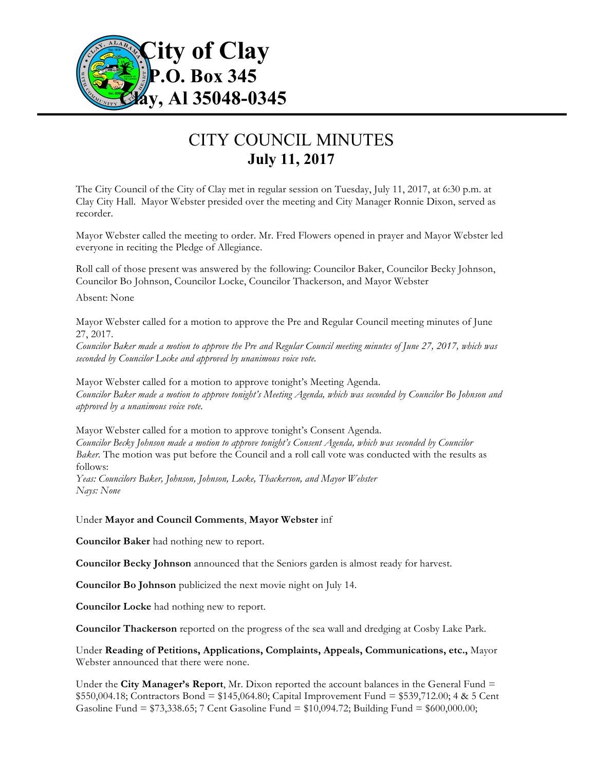**City of Clay**
**P.O. Box 345**
**Clay, Al 35048-0345**

# CITY COUNCIL MINUTES
## July 11, 2017

The City Council of the City of Clay met in regular session on Tuesday, July 11, 2017, at 6:30 p.m. at Clay City Hall. Mayor Webster presided over the meeting and City Manager Ronnie Dixon, served as recorder.

Mayor Webster called the meeting to order. Mr. Fred Flowers opened in prayer and Mayor Webster led everyone in reciting the Pledge of Allegiance.

Roll call of those present was answered by the following: Councilor Baker, Councilor Becky Johnson, Councilor Bo Johnson, Councilor Locke, Councilor Thackerson, and Mayor Webster

Absent: None

Mayor Webster called for a motion to approve the Pre and Regular Council meeting minutes of June 27, 2017.
*Councilor Baker made a motion to approve the Pre and Regular Council meeting minutes of June 27, 2017, which was seconded by Councilor Locke and approved by unanimous voice vote.*

Mayor Webster called for a motion to approve tonight's Meeting Agenda.
*Councilor Baker made a motion to approve tonight's Meeting Agenda, which was seconded by Councilor Bo Johnson and approved by a unanimous voice vote.*

Mayor Webster called for a motion to approve tonight's Consent Agenda.
*Councilor Becky Johnson made a motion to approve tonight's Consent Agenda, which was seconded by Councilor Baker.* The motion was put before the Council and a roll call vote was conducted with the results as follows:
*Yeas: Councilors Baker, Johnson, Johnson, Locke, Thackerson, and Mayor Webster*
*Nays: None*

Under **Mayor and Council Comments**, **Mayor Webster** inf

**Councilor Baker** had nothing new to report.

**Councilor Becky Johnson** announced that the Seniors garden is almost ready for harvest.

**Councilor Bo Johnson** publicized the next movie night on July 14.

**Councilor Locke** had nothing new to report.

**Councilor Thackerson** reported on the progress of the sea wall and dredging at Cosby Lake Park.

Under **Reading of Petitions, Applications, Complaints, Appeals, Communications, etc.,** Mayor Webster announced that there were none.

Under the **City Manager's Report**, Mr. Dixon reported the account balances in the General Fund = $550,004.18; Contractors Bond = $145,064.80; Capital Improvement Fund = $539,712.00; 4 & 5 Cent Gasoline Fund = $73,338.65; 7 Cent Gasoline Fund = $10,094.72; Building Fund = $600,000.00;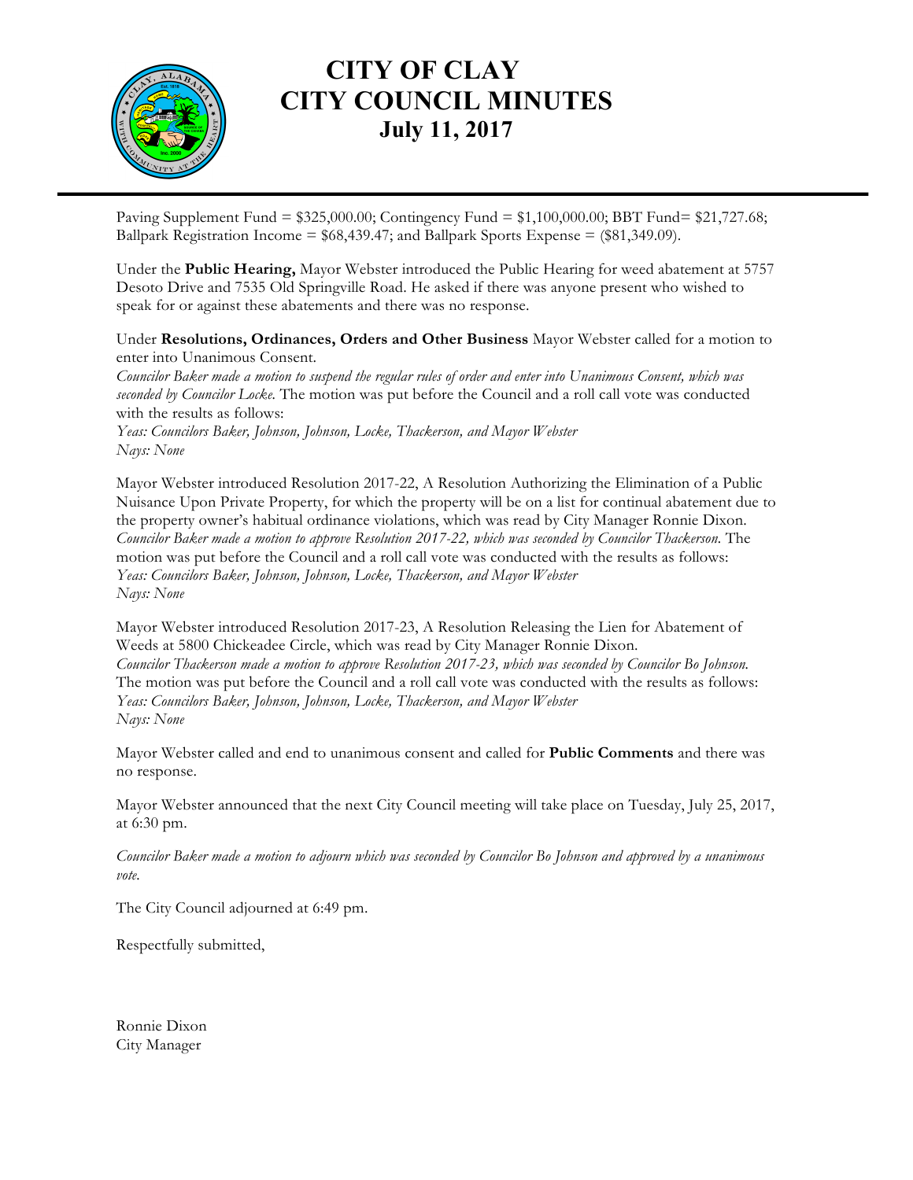# CITY OF CLAY
# CITY COUNCIL MINUTES
## July 11, 2017

Paving Supplement Fund = $325,000.00; Contingency Fund = $1,100,000.00; BBT Fund= $21,727.68; Ballpark Registration Income = $68,439.47; and Ballpark Sports Expense = ($81,349.09).

Under the **Public Hearing,** Mayor Webster introduced the Public Hearing for weed abatement at 5757 Desoto Drive and 7535 Old Springville Road. He asked if there was anyone present who wished to speak for or against these abatements and there was no response.

Under **Resolutions, Ordinances, Orders and Other Business** Mayor Webster called for a motion to enter into Unanimous Consent.
*Councilor Baker made a motion to suspend the regular rules of order and enter into Unanimous Consent, which was seconded by Councilor Locke.* The motion was put before the Council and a roll call vote was conducted with the results as follows:
*Yeas: Councilors Baker, Johnson, Johnson, Locke, Thackerson, and Mayor Webster*
*Nays: None*

Mayor Webster introduced Resolution 2017-22, A Resolution Authorizing the Elimination of a Public Nuisance Upon Private Property, for which the property will be on a list for continual abatement due to the property owner's habitual ordinance violations, which was read by City Manager Ronnie Dixon.
*Councilor Baker made a motion to approve Resolution 2017-22, which was seconded by Councilor Thackerson.* The motion was put before the Council and a roll call vote was conducted with the results as follows:
*Yeas: Councilors Baker, Johnson, Johnson, Locke, Thackerson, and Mayor Webster*
*Nays: None*

Mayor Webster introduced Resolution 2017-23, A Resolution Releasing the Lien for Abatement of Weeds at 5800 Chickeadee Circle, which was read by City Manager Ronnie Dixon.
*Councilor Thackerson made a motion to approve Resolution 2017-23, which was seconded by Councilor Bo Johnson.* The motion was put before the Council and a roll call vote was conducted with the results as follows:
*Yeas: Councilors Baker, Johnson, Johnson, Locke, Thackerson, and Mayor Webster*
*Nays: None*

Mayor Webster called and end to unanimous consent and called for **Public Comments** and there was no response.

Mayor Webster announced that the next City Council meeting will take place on Tuesday, July 25, 2017, at 6:30 pm.

*Councilor Baker made a motion to adjourn which was seconded by Councilor Bo Johnson and approved by a unanimous vote.*

The City Council adjourned at 6:49 pm.

Respectfully submitted,

Ronnie Dixon
City Manager